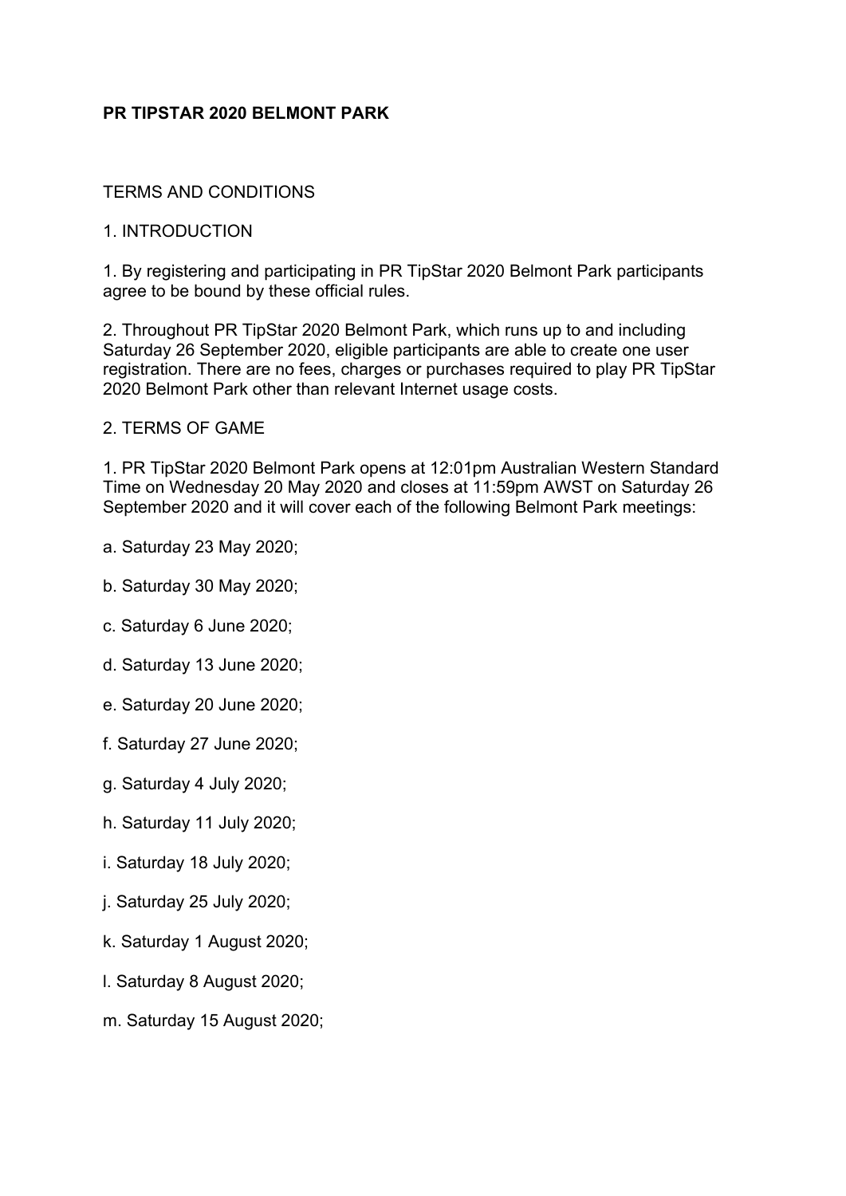**PR TIPSTAR 2020 BELMONT PARK**

TERMS AND CONDITIONS

1. INTRODUCTION

1. By registering and participating in PR TipStar 2020 Belmont Park participants agree to be bound by these official rules.

2. Throughout PR TipStar 2020 Belmont Park, which runs up to and including Saturday 26 September 2020, eligible participants are able to create one user registration. There are no fees, charges or purchases required to play PR TipStar 2020 Belmont Park other than relevant Internet usage costs.

2. TERMS OF GAME

1. PR TipStar 2020 Belmont Park opens at 12:01pm Australian Western Standard Time on Wednesday 20 May 2020 and closes at 11:59pm AWST on Saturday 26 September 2020 and it will cover each of the following Belmont Park meetings:

a. Saturday 23 May 2020;

b. Saturday 30 May 2020;

c. Saturday 6 June 2020;

d. Saturday 13 June 2020;

e. Saturday 20 June 2020;

f. Saturday 27 June 2020;

g. Saturday 4 July 2020;

h. Saturday 11 July 2020;

i. Saturday 18 July 2020;

j. Saturday 25 July 2020;

k. Saturday 1 August 2020;

l. Saturday 8 August 2020;

m. Saturday 15 August 2020;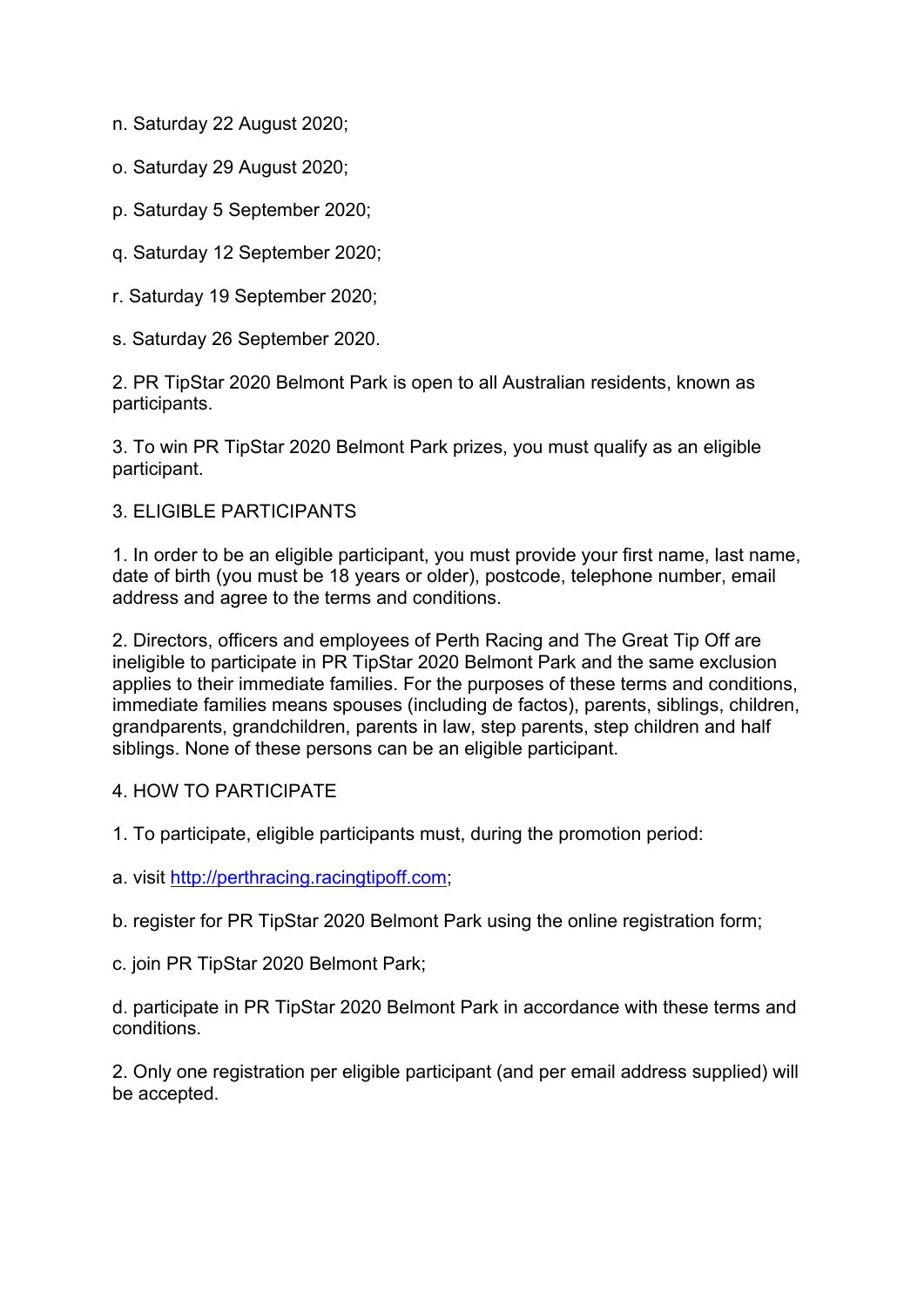n. Saturday 22 August 2020;

o. Saturday 29 August 2020;

p. Saturday 5 September 2020;

q. Saturday 12 September 2020;

r. Saturday 19 September 2020;

s. Saturday 26 September 2020.

2. PR TipStar 2020 Belmont Park is open to all Australian residents, known as participants.

3. To win PR TipStar 2020 Belmont Park prizes, you must qualify as an eligible participant.

## 3. ELIGIBLE PARTICIPANTS

1. In order to be an eligible participant, you must provide your first name, last name, date of birth (you must be 18 years or older), postcode, telephone number, email address and agree to the terms and conditions.

2. Directors, officers and employees of Perth Racing and The Great Tip Off are ineligible to participate in PR TipStar 2020 Belmont Park and the same exclusion applies to their immediate families. For the purposes of these terms and conditions, immediate families means spouses (including de factos), parents, siblings, children, grandparents, grandchildren, parents in law, step parents, step children and half siblings. None of these persons can be an eligible participant.

## 4. HOW TO PARTICIPATE

1. To participate, eligible participants must, during the promotion period:

a. visit [http://perthracing.racingtipoff.com](http://perthracing.racingtipoff.com);

b. register for PR TipStar 2020 Belmont Park using the online registration form;

c. join PR TipStar 2020 Belmont Park;

d. participate in PR TipStar 2020 Belmont Park in accordance with these terms and conditions.

2. Only one registration per eligible participant (and per email address supplied) will be accepted.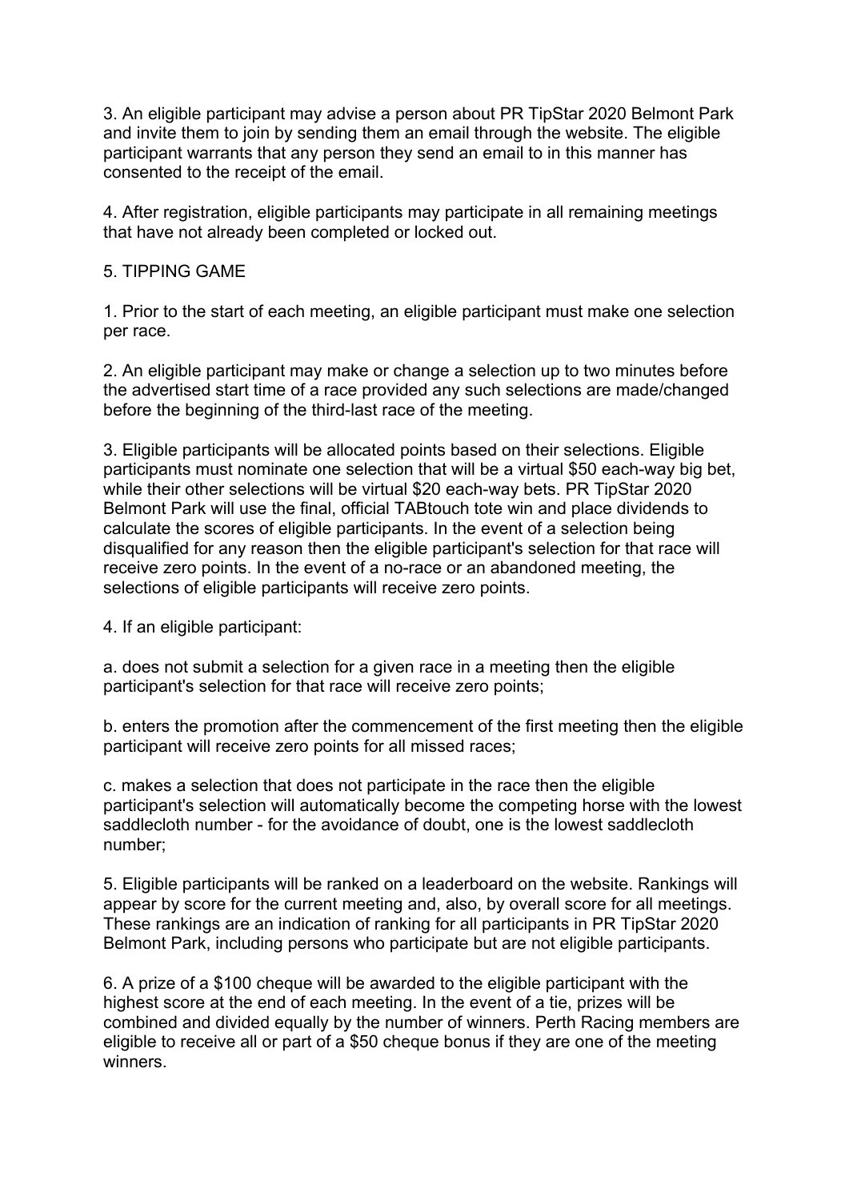3. An eligible participant may advise a person about PR TipStar 2020 Belmont Park and invite them to join by sending them an email through the website. The eligible participant warrants that any person they send an email to in this manner has consented to the receipt of the email.

4. After registration, eligible participants may participate in all remaining meetings that have not already been completed or locked out.

5. TIPPING GAME

1. Prior to the start of each meeting, an eligible participant must make one selection per race.

2. An eligible participant may make or change a selection up to two minutes before the advertised start time of a race provided any such selections are made/changed before the beginning of the third-last race of the meeting.

3. Eligible participants will be allocated points based on their selections. Eligible participants must nominate one selection that will be a virtual $50 each-way big bet, while their other selections will be virtual $20 each-way bets. PR TipStar 2020 Belmont Park will use the final, official TABtouch tote win and place dividends to calculate the scores of eligible participants. In the event of a selection being disqualified for any reason then the eligible participant's selection for that race will receive zero points. In the event of a no-race or an abandoned meeting, the selections of eligible participants will receive zero points.

4. If an eligible participant:

a. does not submit a selection for a given race in a meeting then the eligible participant's selection for that race will receive zero points;

b. enters the promotion after the commencement of the first meeting then the eligible participant will receive zero points for all missed races;

c. makes a selection that does not participate in the race then the eligible participant's selection will automatically become the competing horse with the lowest saddlecloth number - for the avoidance of doubt, one is the lowest saddlecloth number;

5. Eligible participants will be ranked on a leaderboard on the website. Rankings will appear by score for the current meeting and, also, by overall score for all meetings. These rankings are an indication of ranking for all participants in PR TipStar 2020 Belmont Park, including persons who participate but are not eligible participants.

6. A prize of a $100 cheque will be awarded to the eligible participant with the highest score at the end of each meeting. In the event of a tie, prizes will be combined and divided equally by the number of winners. Perth Racing members are eligible to receive all or part of a $50 cheque bonus if they are one of the meeting winners.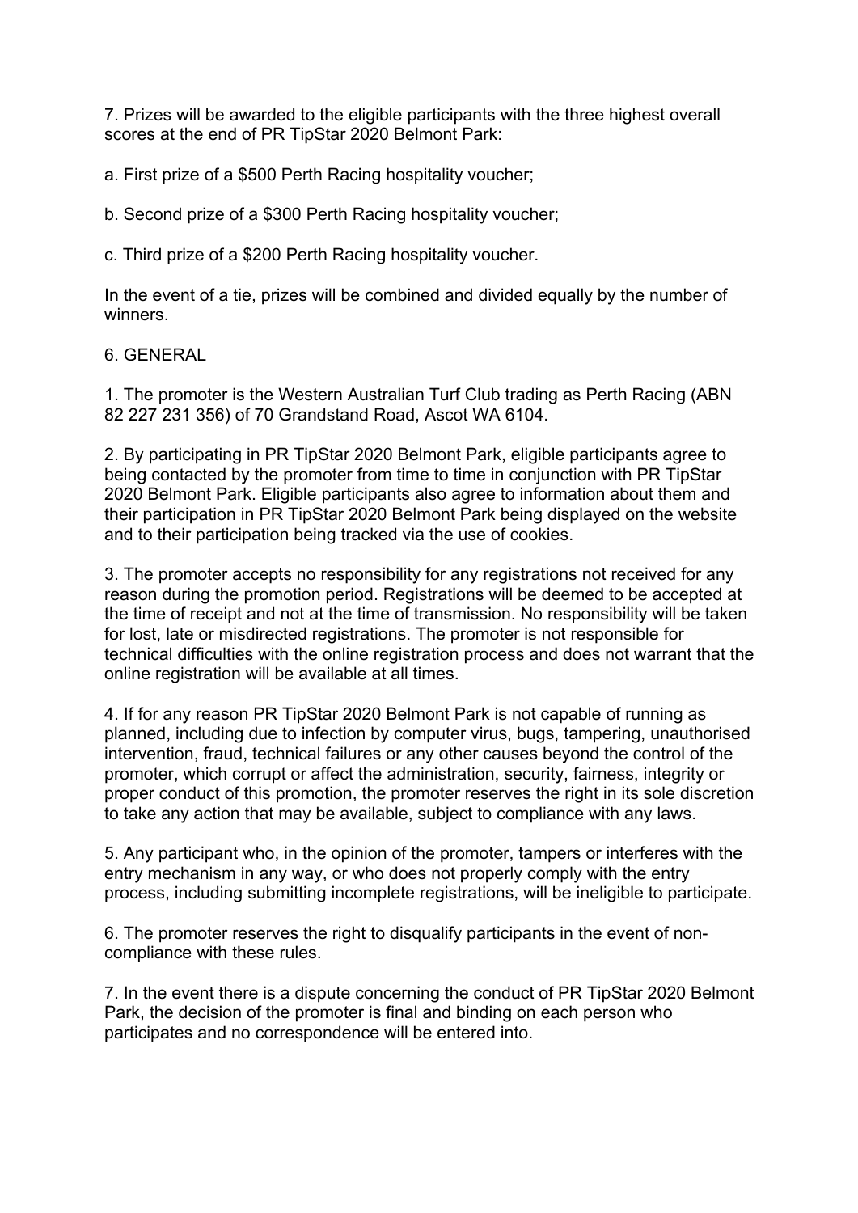7. Prizes will be awarded to the eligible participants with the three highest overall scores at the end of PR TipStar 2020 Belmont Park:

a. First prize of a $500 Perth Racing hospitality voucher;

b. Second prize of a $300 Perth Racing hospitality voucher;

c. Third prize of a $200 Perth Racing hospitality voucher.

In the event of a tie, prizes will be combined and divided equally by the number of winners.

## 6. GENERAL

1. The promoter is the Western Australian Turf Club trading as Perth Racing (ABN 82 227 231 356) of 70 Grandstand Road, Ascot WA 6104.

2. By participating in PR TipStar 2020 Belmont Park, eligible participants agree to being contacted by the promoter from time to time in conjunction with PR TipStar 2020 Belmont Park. Eligible participants also agree to information about them and their participation in PR TipStar 2020 Belmont Park being displayed on the website and to their participation being tracked via the use of cookies.

3. The promoter accepts no responsibility for any registrations not received for any reason during the promotion period. Registrations will be deemed to be accepted at the time of receipt and not at the time of transmission. No responsibility will be taken for lost, late or misdirected registrations. The promoter is not responsible for technical difficulties with the online registration process and does not warrant that the online registration will be available at all times.

4. If for any reason PR TipStar 2020 Belmont Park is not capable of running as planned, including due to infection by computer virus, bugs, tampering, unauthorised intervention, fraud, technical failures or any other causes beyond the control of the promoter, which corrupt or affect the administration, security, fairness, integrity or proper conduct of this promotion, the promoter reserves the right in its sole discretion to take any action that may be available, subject to compliance with any laws.

5. Any participant who, in the opinion of the promoter, tampers or interferes with the entry mechanism in any way, or who does not properly comply with the entry process, including submitting incomplete registrations, will be ineligible to participate.

6. The promoter reserves the right to disqualify participants in the event of non-compliance with these rules.

7. In the event there is a dispute concerning the conduct of PR TipStar 2020 Belmont Park, the decision of the promoter is final and binding on each person who participates and no correspondence will be entered into.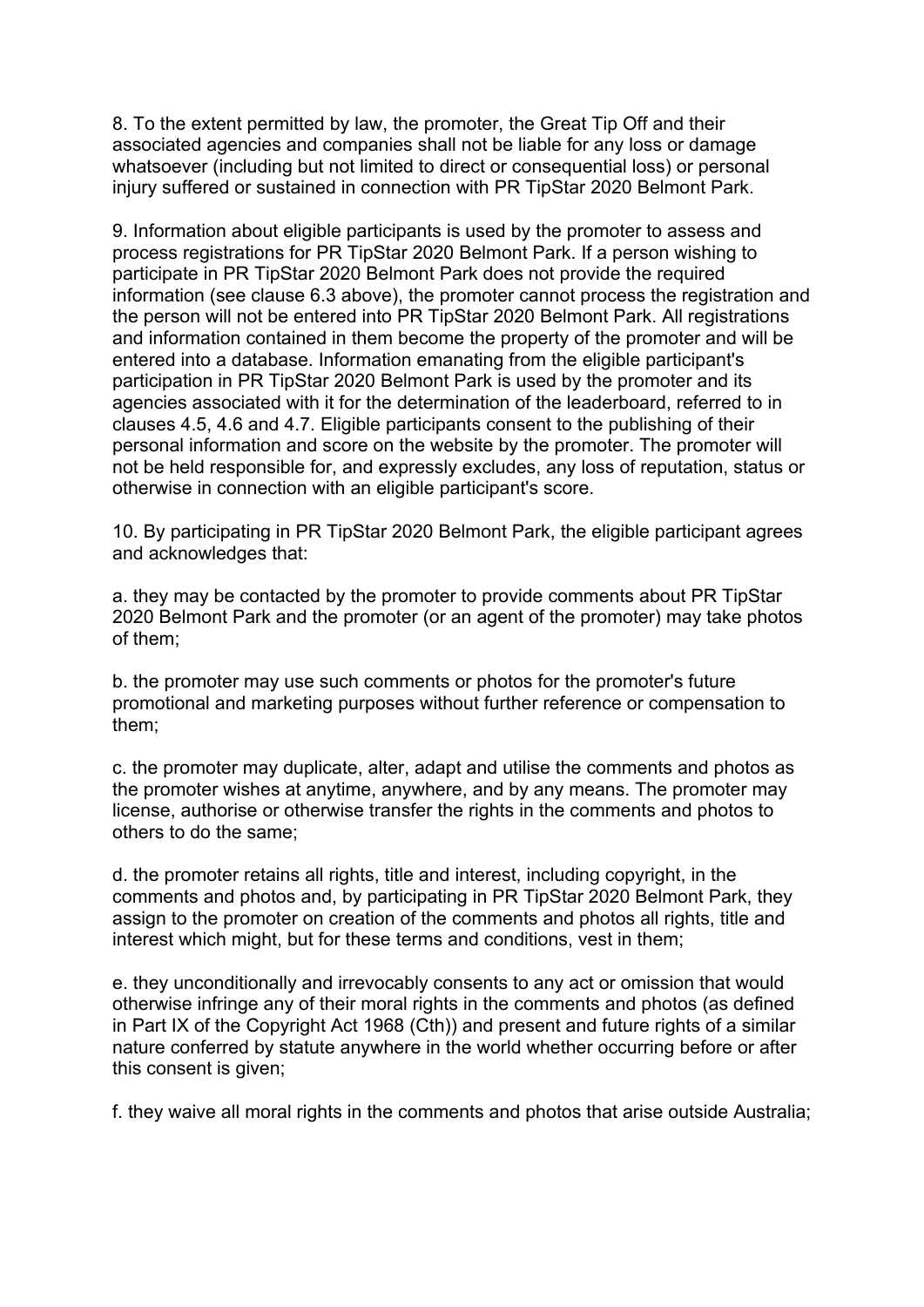8. To the extent permitted by law, the promoter, the Great Tip Off and their associated agencies and companies shall not be liable for any loss or damage whatsoever (including but not limited to direct or consequential loss) or personal injury suffered or sustained in connection with PR TipStar 2020 Belmont Park.

9. Information about eligible participants is used by the promoter to assess and process registrations for PR TipStar 2020 Belmont Park. If a person wishing to participate in PR TipStar 2020 Belmont Park does not provide the required information (see clause 6.3 above), the promoter cannot process the registration and the person will not be entered into PR TipStar 2020 Belmont Park. All registrations and information contained in them become the property of the promoter and will be entered into a database. Information emanating from the eligible participant's participation in PR TipStar 2020 Belmont Park is used by the promoter and its agencies associated with it for the determination of the leaderboard, referred to in clauses 4.5, 4.6 and 4.7. Eligible participants consent to the publishing of their personal information and score on the website by the promoter. The promoter will not be held responsible for, and expressly excludes, any loss of reputation, status or otherwise in connection with an eligible participant's score.

10. By participating in PR TipStar 2020 Belmont Park, the eligible participant agrees and acknowledges that:

a. they may be contacted by the promoter to provide comments about PR TipStar 2020 Belmont Park and the promoter (or an agent of the promoter) may take photos of them;

b. the promoter may use such comments or photos for the promoter's future promotional and marketing purposes without further reference or compensation to them;

c. the promoter may duplicate, alter, adapt and utilise the comments and photos as the promoter wishes at anytime, anywhere, and by any means. The promoter may license, authorise or otherwise transfer the rights in the comments and photos to others to do the same;

d. the promoter retains all rights, title and interest, including copyright, in the comments and photos and, by participating in PR TipStar 2020 Belmont Park, they assign to the promoter on creation of the comments and photos all rights, title and interest which might, but for these terms and conditions, vest in them;

e. they unconditionally and irrevocably consents to any act or omission that would otherwise infringe any of their moral rights in the comments and photos (as defined in Part IX of the Copyright Act 1968 (Cth)) and present and future rights of a similar nature conferred by statute anywhere in the world whether occurring before or after this consent is given;

f. they waive all moral rights in the comments and photos that arise outside Australia;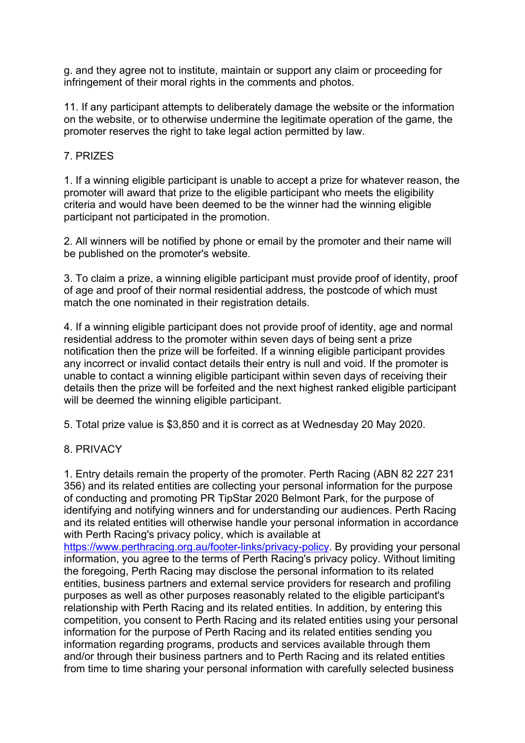g. and they agree not to institute, maintain or support any claim or proceeding for infringement of their moral rights in the comments and photos.

11. If any participant attempts to deliberately damage the website or the information on the website, or to otherwise undermine the legitimate operation of the game, the promoter reserves the right to take legal action permitted by law.

## 7. PRIZES

1. If a winning eligible participant is unable to accept a prize for whatever reason, the promoter will award that prize to the eligible participant who meets the eligibility criteria and would have been deemed to be the winner had the winning eligible participant not participated in the promotion.

2. All winners will be notified by phone or email by the promoter and their name will be published on the promoter's website.

3. To claim a prize, a winning eligible participant must provide proof of identity, proof of age and proof of their normal residential address, the postcode of which must match the one nominated in their registration details.

4. If a winning eligible participant does not provide proof of identity, age and normal residential address to the promoter within seven days of being sent a prize notification then the prize will be forfeited. If a winning eligible participant provides any incorrect or invalid contact details their entry is null and void. If the promoter is unable to contact a winning eligible participant within seven days of receiving their details then the prize will be forfeited and the next highest ranked eligible participant will be deemed the winning eligible participant.

5. Total prize value is $3,850 and it is correct as at Wednesday 20 May 2020.

## 8. PRIVACY

1. Entry details remain the property of the promoter. Perth Racing (ABN 82 227 231 356) and its related entities are collecting your personal information for the purpose of conducting and promoting PR TipStar 2020 Belmont Park, for the purpose of identifying and notifying winners and for understanding our audiences. Perth Racing and its related entities will otherwise handle your personal information in accordance with Perth Racing's privacy policy, which is available at [https://www.perthracing.org.au/footer-links/privacy-policy](https://www.perthracing.org.au/footer-links/privacy-policy). By providing your personal information, you agree to the terms of Perth Racing's privacy policy. Without limiting the foregoing, Perth Racing may disclose the personal information to its related entities, business partners and external service providers for research and profiling purposes as well as other purposes reasonably related to the eligible participant's relationship with Perth Racing and its related entities. In addition, by entering this competition, you consent to Perth Racing and its related entities using your personal information for the purpose of Perth Racing and its related entities sending you information regarding programs, products and services available through them and/or through their business partners and to Perth Racing and its related entities from time to time sharing your personal information with carefully selected business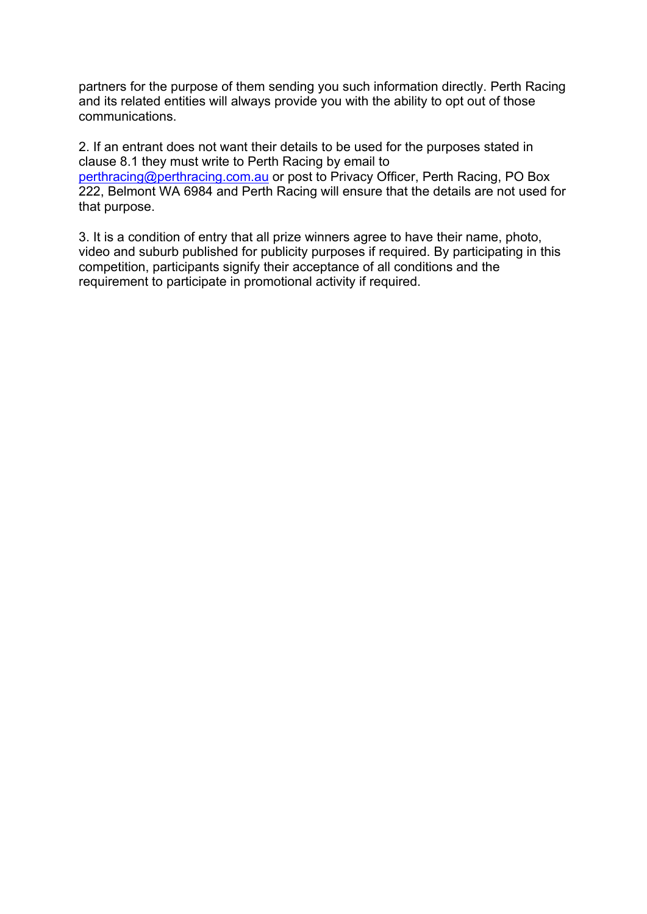partners for the purpose of them sending you such information directly. Perth Racing and its related entities will always provide you with the ability to opt out of those communications.

2. If an entrant does not want their details to be used for the purposes stated in clause 8.1 they must write to Perth Racing by email to perthracing@perthracing.com.au or post to Privacy Officer, Perth Racing, PO Box 222, Belmont WA 6984 and Perth Racing will ensure that the details are not used for that purpose.

3. It is a condition of entry that all prize winners agree to have their name, photo, video and suburb published for publicity purposes if required. By participating in this competition, participants signify their acceptance of all conditions and the requirement to participate in promotional activity if required.